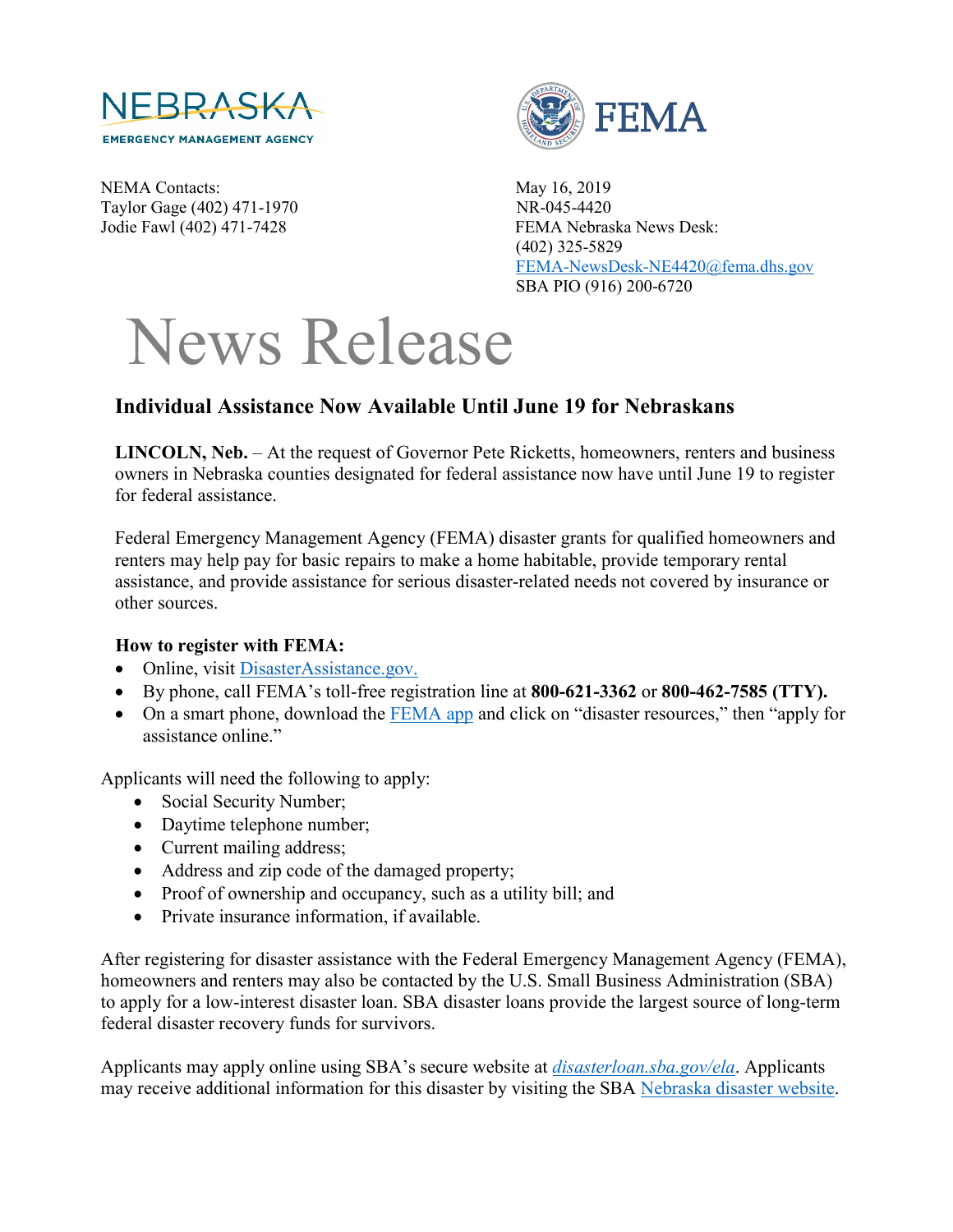NEBRASKA
EMERGENCY MANAGEMENT AGENCY

FEMA

NEMA Contacts:
Taylor Gage (402) 471-1970
Jodie Fawl (402) 471-7428

May 16, 2019
NR-045-4420
FEMA Nebraska News Desk:
(402) 325-5829
FEMA-NewsDesk-NE4420@fema.dhs.gov
SBA PIO (916) 200-6720

# News Release

## Individual Assistance Now Available Until June 19 for Nebraskans

**LINCOLN, Neb.** – At the request of Governor Pete Ricketts, homeowners, renters and business owners in Nebraska counties designated for federal assistance now have until June 19 to register for federal assistance.

Federal Emergency Management Agency (FEMA) disaster grants for qualified homeowners and renters may help pay for basic repairs to make a home habitable, provide temporary rental assistance, and provide assistance for serious disaster-related needs not covered by insurance or other sources.

**How to register with FEMA:**

- Online, visit DisasterAssistance.gov.
- By phone, call FEMA's toll-free registration line at **800-621-3362** or **800-462-7585 (TTY).**
- On a smart phone, download the FEMA app and click on "disaster resources," then "apply for assistance online."

Applicants will need the following to apply:

- Social Security Number;
- Daytime telephone number;
- Current mailing address;
- Address and zip code of the damaged property;
- Proof of ownership and occupancy, such as a utility bill; and
- Private insurance information, if available.

After registering for disaster assistance with the Federal Emergency Management Agency (FEMA), homeowners and renters may also be contacted by the U.S. Small Business Administration (SBA) to apply for a low-interest disaster loan. SBA disaster loans provide the largest source of long-term federal disaster recovery funds for survivors.

Applicants may apply online using SBA's secure website at *disasterloan.sba.gov/ela*. Applicants may receive additional information for this disaster by visiting the SBA Nebraska disaster website.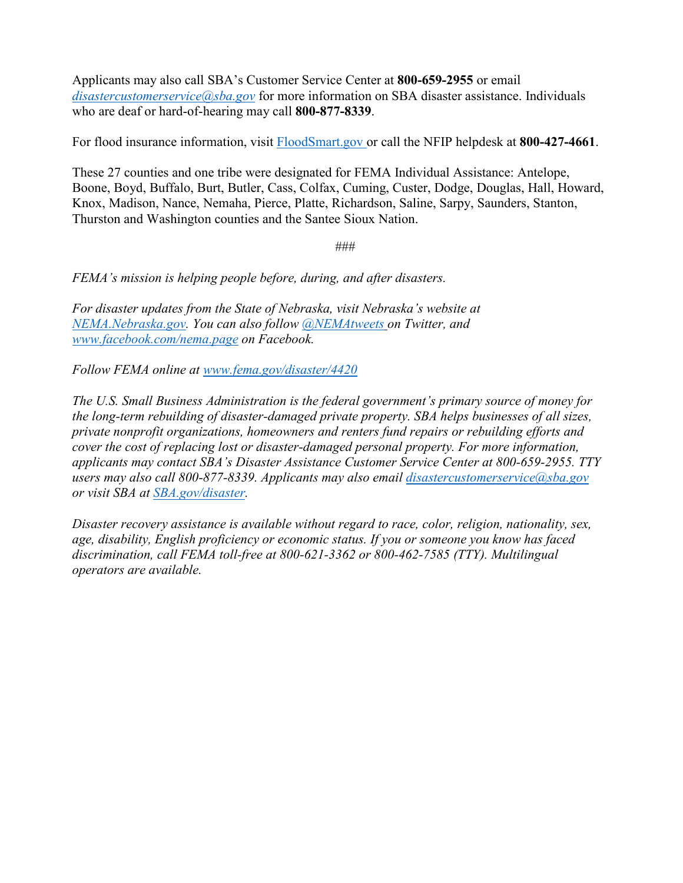Applicants may also call SBA's Customer Service Center at **800-659-2955** or email *disastercustomerservice@sba.gov* for more information on SBA disaster assistance. Individuals who are deaf or hard-of-hearing may call **800-877-8339**.

For flood insurance information, visit FloodSmart.gov or call the NFIP helpdesk at **800-427-4661**.

These 27 counties and one tribe were designated for FEMA Individual Assistance: Antelope, Boone, Boyd, Buffalo, Burt, Butler, Cass, Colfax, Cuming, Custer, Dodge, Douglas, Hall, Howard, Knox, Madison, Nance, Nemaha, Pierce, Platte, Richardson, Saline, Sarpy, Saunders, Stanton, Thurston and Washington counties and the Santee Sioux Nation.

###

*FEMA's mission is helping people before, during, and after disasters.*

*For disaster updates from the State of Nebraska, visit Nebraska's website at NEMA.Nebraska.gov. You can also follow @NEMAtweets on Twitter, and www.facebook.com/nema.page on Facebook.*

*Follow FEMA online at www.fema.gov/disaster/4420*

*The U.S. Small Business Administration is the federal government's primary source of money for the long-term rebuilding of disaster-damaged private property. SBA helps businesses of all sizes, private nonprofit organizations, homeowners and renters fund repairs or rebuilding efforts and cover the cost of replacing lost or disaster-damaged personal property. For more information, applicants may contact SBA's Disaster Assistance Customer Service Center at 800-659-2955. TTY users may also call 800-877-8339. Applicants may also email disastercustomerservice@sba.gov or visit SBA at SBA.gov/disaster.*

*Disaster recovery assistance is available without regard to race, color, religion, nationality, sex, age, disability, English proficiency or economic status. If you or someone you know has faced discrimination, call FEMA toll-free at 800-621-3362 or 800-462-7585 (TTY). Multilingual operators are available.*